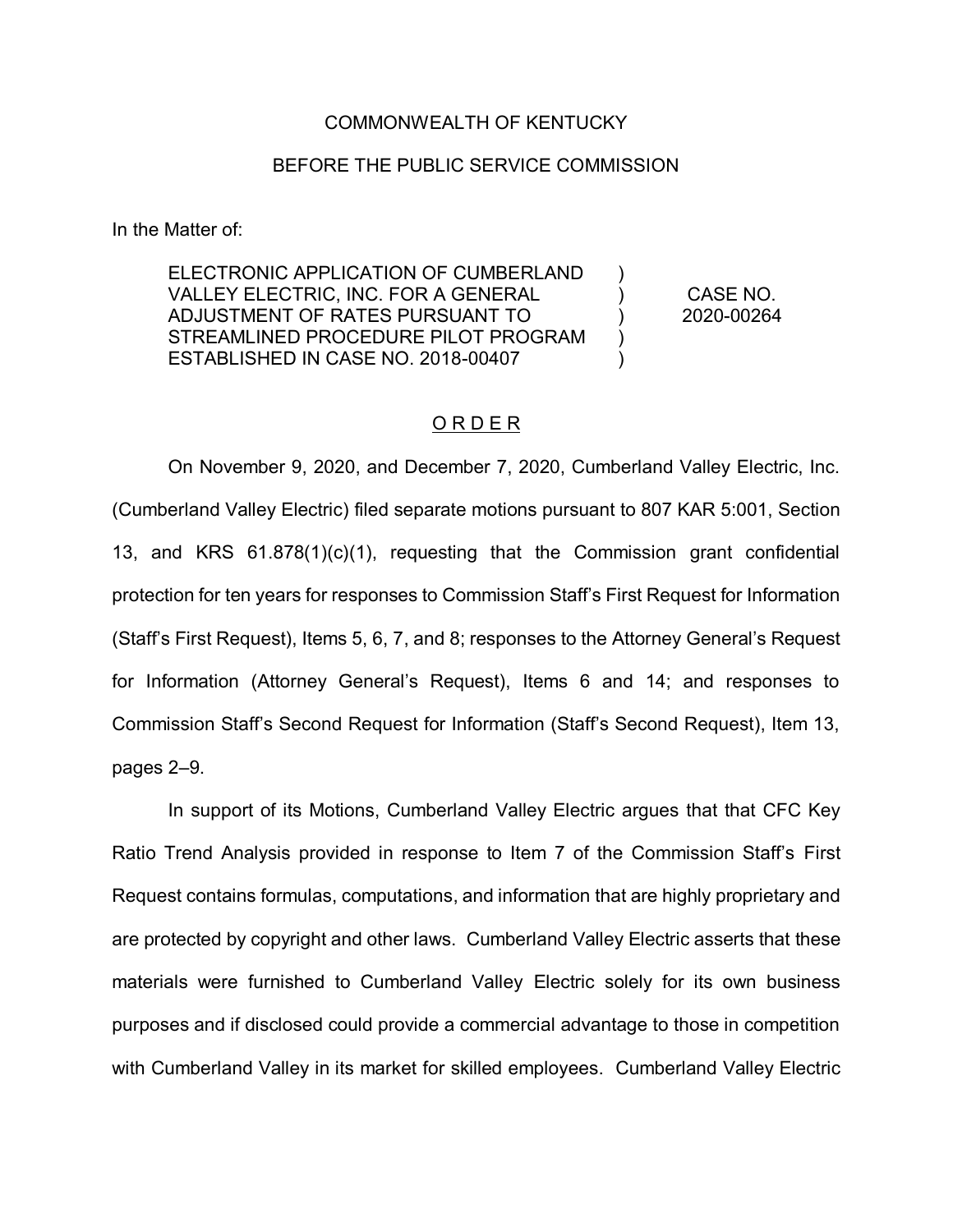COMMONWEALTH OF KENTUCKY

BEFORE THE PUBLIC SERVICE COMMISSION

In the Matter of:

| | | |
|---|---|---|
| ELECTRONIC APPLICATION OF CUMBERLAND VALLEY ELECTRIC, INC. FOR A GENERAL ADJUSTMENT OF RATES PURSUANT TO STREAMLINED PROCEDURE PILOT PROGRAM ESTABLISHED IN CASE NO. 2018-00407 | ) ) ) ) ) | CASE NO. 2020-00264 |

## O R D E R

On November 9, 2020, and December 7, 2020, Cumberland Valley Electric, Inc. (Cumberland Valley Electric) filed separate motions pursuant to 807 KAR 5:001, Section 13, and KRS 61.878(1)(c)(1), requesting that the Commission grant confidential protection for ten years for responses to Commission Staff's First Request for Information (Staff's First Request), Items 5, 6, 7, and 8; responses to the Attorney General's Request for Information (Attorney General's Request), Items 6 and 14; and responses to Commission Staff's Second Request for Information (Staff's Second Request), Item 13, pages 2–9.

In support of its Motions, Cumberland Valley Electric argues that that CFC Key Ratio Trend Analysis provided in response to Item 7 of the Commission Staff's First Request contains formulas, computations, and information that are highly proprietary and are protected by copyright and other laws. Cumberland Valley Electric asserts that these materials were furnished to Cumberland Valley Electric solely for its own business purposes and if disclosed could provide a commercial advantage to those in competition with Cumberland Valley in its market for skilled employees. Cumberland Valley Electric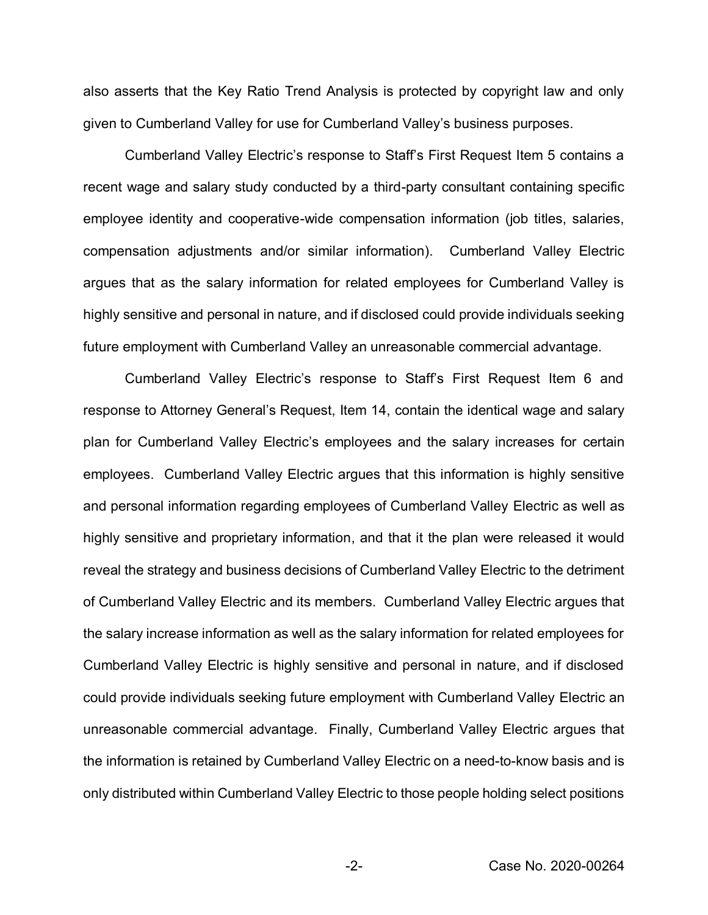also asserts that the Key Ratio Trend Analysis is protected by copyright law and only given to Cumberland Valley for use for Cumberland Valley's business purposes.

Cumberland Valley Electric's response to Staff's First Request Item 5 contains a recent wage and salary study conducted by a third-party consultant containing specific employee identity and cooperative-wide compensation information (job titles, salaries, compensation adjustments and/or similar information). Cumberland Valley Electric argues that as the salary information for related employees for Cumberland Valley is highly sensitive and personal in nature, and if disclosed could provide individuals seeking future employment with Cumberland Valley an unreasonable commercial advantage.

Cumberland Valley Electric's response to Staff's First Request Item 6 and response to Attorney General's Request, Item 14, contain the identical wage and salary plan for Cumberland Valley Electric's employees and the salary increases for certain employees. Cumberland Valley Electric argues that this information is highly sensitive and personal information regarding employees of Cumberland Valley Electric as well as highly sensitive and proprietary information, and that it the plan were released it would reveal the strategy and business decisions of Cumberland Valley Electric to the detriment of Cumberland Valley Electric and its members. Cumberland Valley Electric argues that the salary increase information as well as the salary information for related employees for Cumberland Valley Electric is highly sensitive and personal in nature, and if disclosed could provide individuals seeking future employment with Cumberland Valley Electric an unreasonable commercial advantage. Finally, Cumberland Valley Electric argues that the information is retained by Cumberland Valley Electric on a need-to-know basis and is only distributed within Cumberland Valley Electric to those people holding select positions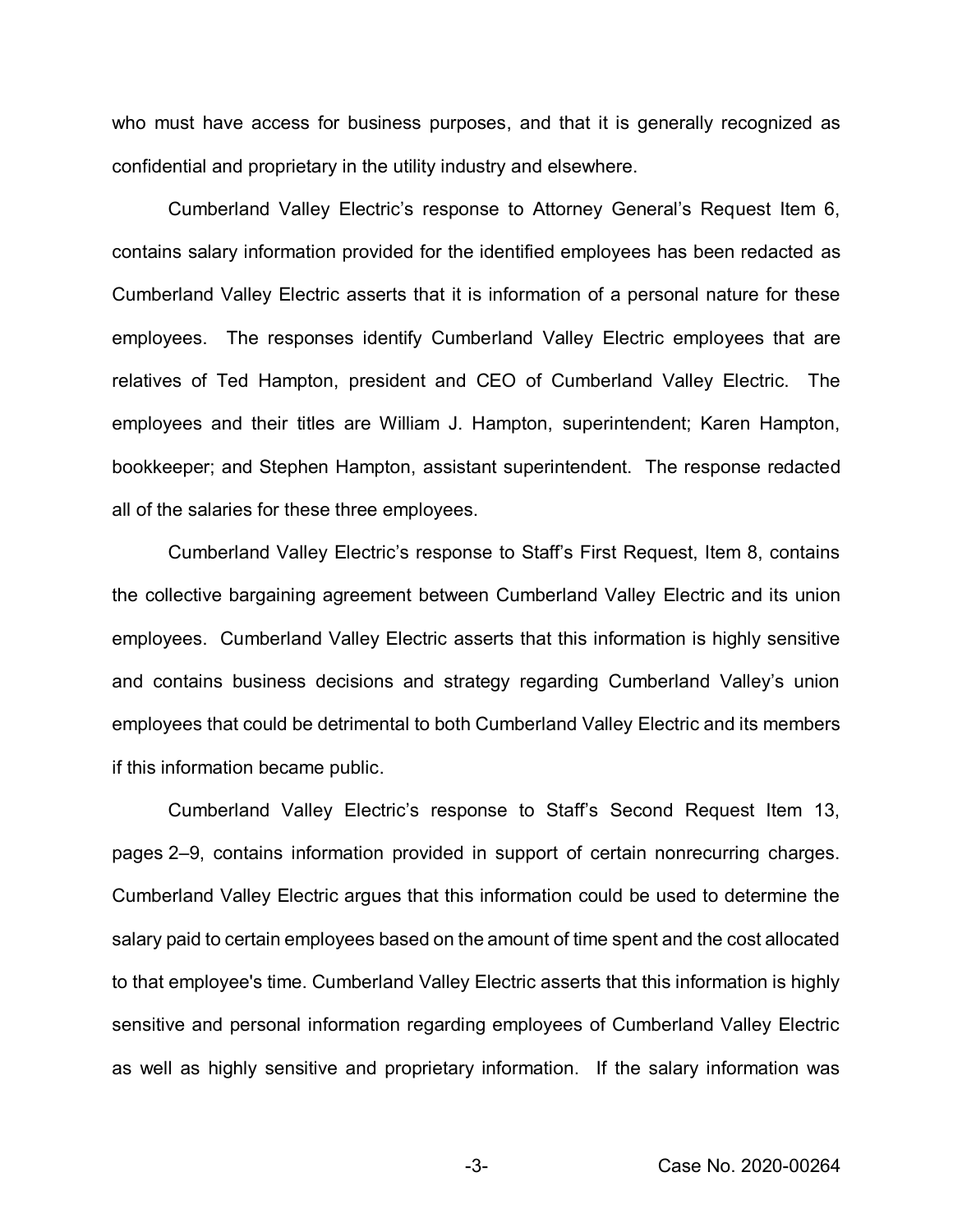who must have access for business purposes, and that it is generally recognized as confidential and proprietary in the utility industry and elsewhere.

Cumberland Valley Electric's response to Attorney General's Request Item 6, contains salary information provided for the identified employees has been redacted as Cumberland Valley Electric asserts that it is information of a personal nature for these employees. The responses identify Cumberland Valley Electric employees that are relatives of Ted Hampton, president and CEO of Cumberland Valley Electric. The employees and their titles are William J. Hampton, superintendent; Karen Hampton, bookkeeper; and Stephen Hampton, assistant superintendent. The response redacted all of the salaries for these three employees.

Cumberland Valley Electric's response to Staff's First Request, Item 8, contains the collective bargaining agreement between Cumberland Valley Electric and its union employees. Cumberland Valley Electric asserts that this information is highly sensitive and contains business decisions and strategy regarding Cumberland Valley's union employees that could be detrimental to both Cumberland Valley Electric and its members if this information became public.

Cumberland Valley Electric's response to Staff's Second Request Item 13, pages 2–9, contains information provided in support of certain nonrecurring charges. Cumberland Valley Electric argues that this information could be used to determine the salary paid to certain employees based on the amount of time spent and the cost allocated to that employee's time. Cumberland Valley Electric asserts that this information is highly sensitive and personal information regarding employees of Cumberland Valley Electric as well as highly sensitive and proprietary information. If the salary information was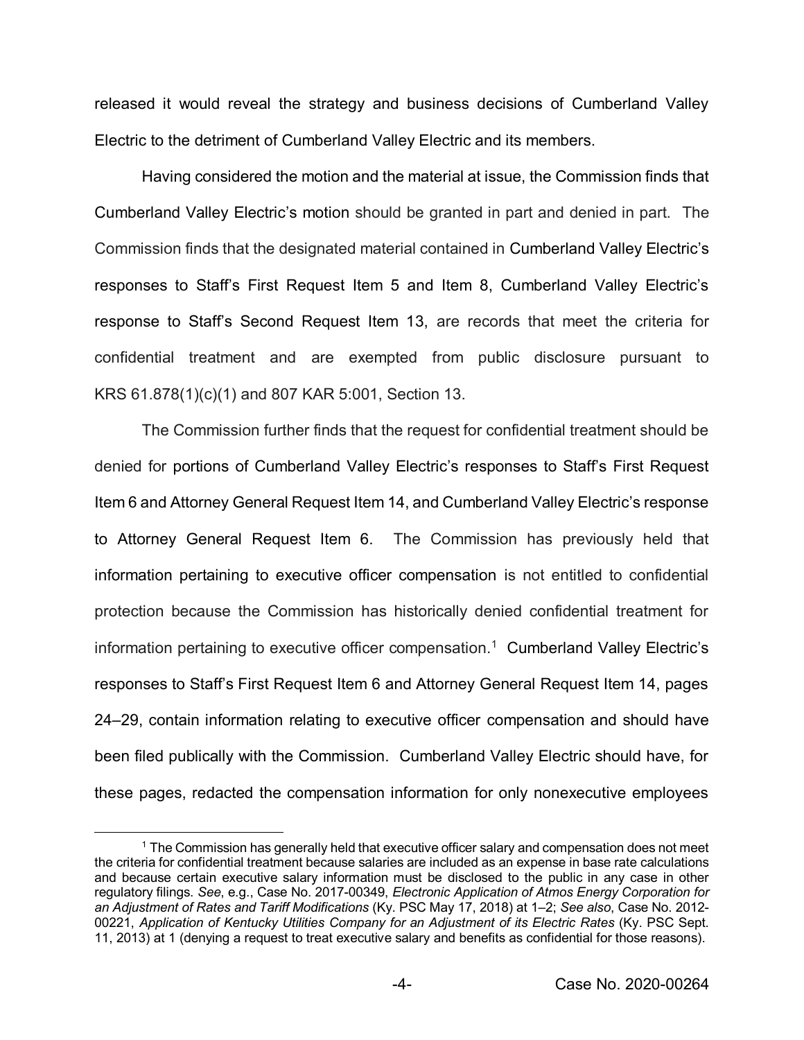released it would reveal the strategy and business decisions of Cumberland Valley Electric to the detriment of Cumberland Valley Electric and its members.

Having considered the motion and the material at issue, the Commission finds that Cumberland Valley Electric's motion should be granted in part and denied in part. The Commission finds that the designated material contained in Cumberland Valley Electric's responses to Staff's First Request Item 5 and Item 8, Cumberland Valley Electric's response to Staff's Second Request Item 13, are records that meet the criteria for confidential treatment and are exempted from public disclosure pursuant to KRS 61.878(1)(c)(1) and 807 KAR 5:001, Section 13.

The Commission further finds that the request for confidential treatment should be denied for portions of Cumberland Valley Electric's responses to Staff's First Request Item 6 and Attorney General Request Item 14, and Cumberland Valley Electric's response to Attorney General Request Item 6. The Commission has previously held that information pertaining to executive officer compensation is not entitled to confidential protection because the Commission has historically denied confidential treatment for information pertaining to executive officer compensation.[1] Cumberland Valley Electric's responses to Staff's First Request Item 6 and Attorney General Request Item 14, pages 24–29, contain information relating to executive officer compensation and should have been filed publically with the Commission. Cumberland Valley Electric should have, for these pages, redacted the compensation information for only nonexecutive employees

[1] The Commission has generally held that executive officer salary and compensation does not meet the criteria for confidential treatment because salaries are included as an expense in base rate calculations and because certain executive salary information must be disclosed to the public in any case in other regulatory filings. *See*, e.g., Case No. 2017-00349, *Electronic Application of Atmos Energy Corporation for an Adjustment of Rates and Tariff Modifications* (Ky. PSC May 17, 2018) at 1–2; *See also*, Case No. 2012-00221, *Application of Kentucky Utilities Company for an Adjustment of its Electric Rates* (Ky. PSC Sept. 11, 2013) at 1 (denying a request to treat executive salary and benefits as confidential for those reasons).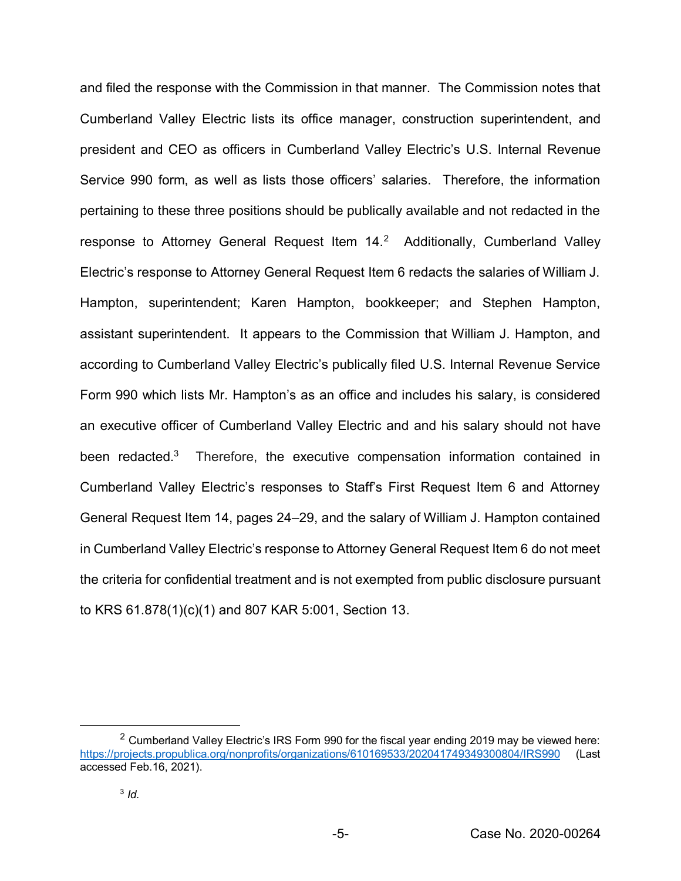and filed the response with the Commission in that manner. The Commission notes that Cumberland Valley Electric lists its office manager, construction superintendent, and president and CEO as officers in Cumberland Valley Electric's U.S. Internal Revenue Service 990 form, as well as lists those officers' salaries. Therefore, the information pertaining to these three positions should be publically available and not redacted in the response to Attorney General Request Item 14.[2] Additionally, Cumberland Valley Electric's response to Attorney General Request Item 6 redacts the salaries of William J. Hampton, superintendent; Karen Hampton, bookkeeper; and Stephen Hampton, assistant superintendent. It appears to the Commission that William J. Hampton, and according to Cumberland Valley Electric's publically filed U.S. Internal Revenue Service Form 990 which lists Mr. Hampton's as an office and includes his salary, is considered an executive officer of Cumberland Valley Electric and and his salary should not have been redacted.[3] Therefore, the executive compensation information contained in Cumberland Valley Electric's responses to Staff's First Request Item 6 and Attorney General Request Item 14, pages 24–29, and the salary of William J. Hampton contained in Cumberland Valley Electric's response to Attorney General Request Item 6 do not meet the criteria for confidential treatment and is not exempted from public disclosure pursuant to KRS 61.878(1)(c)(1) and 807 KAR 5:001, Section 13.

---

[2] Cumberland Valley Electric's IRS Form 990 for the fiscal year ending 2019 may be viewed here: https://projects.propublica.org/nonprofits/organizations/610169533/202041749349300804/IRS990 (Last accessed Feb.16, 2021).

[3] *Id.*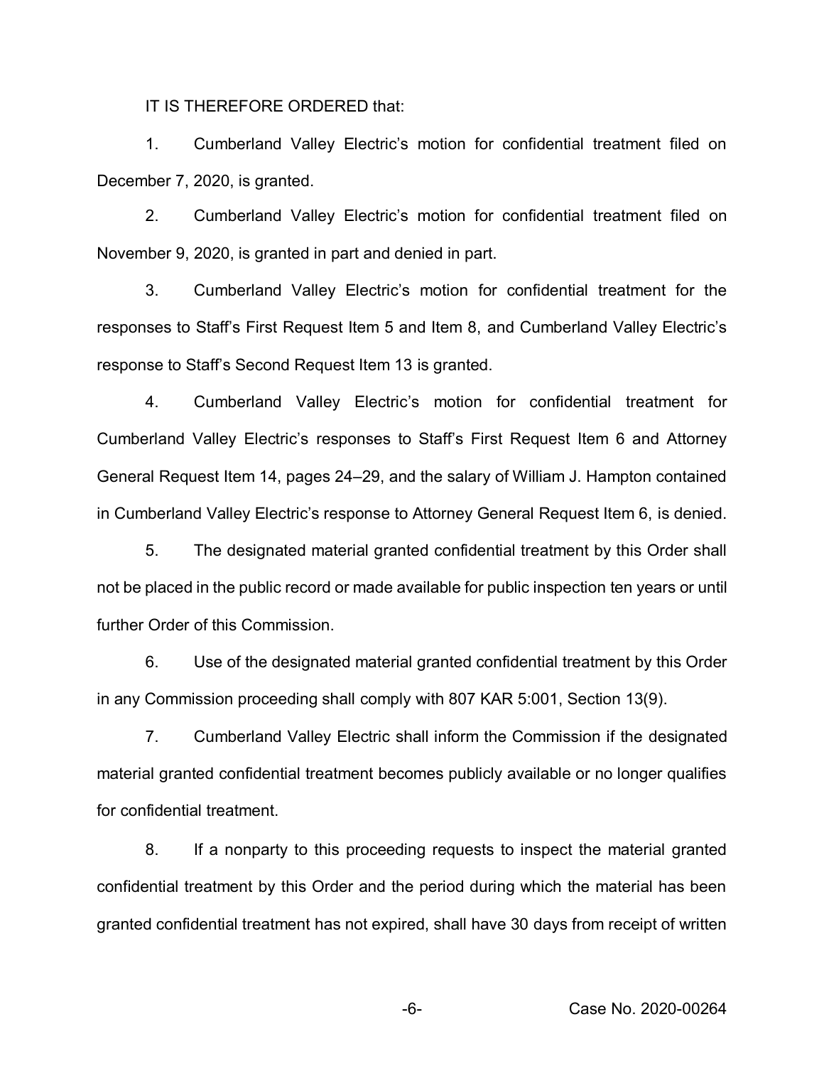IT IS THEREFORE ORDERED that:

1. Cumberland Valley Electric's motion for confidential treatment filed on December 7, 2020, is granted.

2. Cumberland Valley Electric's motion for confidential treatment filed on November 9, 2020, is granted in part and denied in part.

3. Cumberland Valley Electric's motion for confidential treatment for the responses to Staff's First Request Item 5 and Item 8, and Cumberland Valley Electric's response to Staff's Second Request Item 13 is granted.

4. Cumberland Valley Electric's motion for confidential treatment for Cumberland Valley Electric's responses to Staff's First Request Item 6 and Attorney General Request Item 14, pages 24–29, and the salary of William J. Hampton contained in Cumberland Valley Electric's response to Attorney General Request Item 6, is denied.

5. The designated material granted confidential treatment by this Order shall not be placed in the public record or made available for public inspection ten years or until further Order of this Commission.

6. Use of the designated material granted confidential treatment by this Order in any Commission proceeding shall comply with 807 KAR 5:001, Section 13(9).

7. Cumberland Valley Electric shall inform the Commission if the designated material granted confidential treatment becomes publicly available or no longer qualifies for confidential treatment.

8. If a nonparty to this proceeding requests to inspect the material granted confidential treatment by this Order and the period during which the material has been granted confidential treatment has not expired, shall have 30 days from receipt of written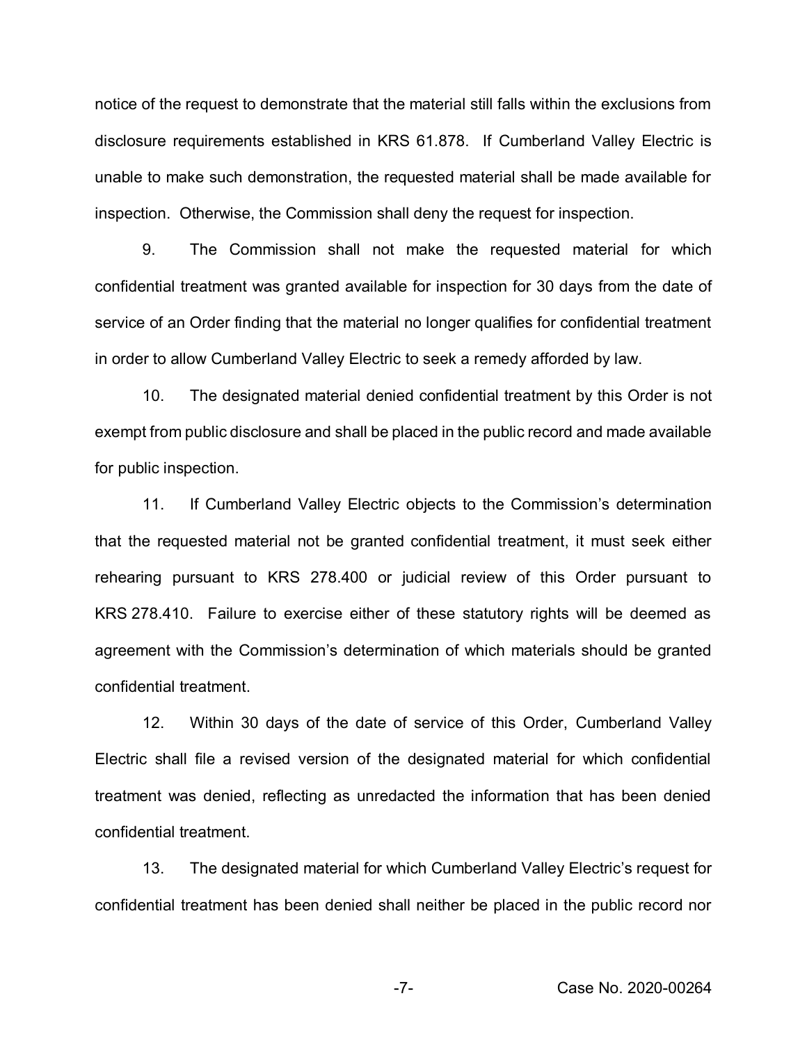notice of the request to demonstrate that the material still falls within the exclusions from disclosure requirements established in KRS 61.878. If Cumberland Valley Electric is unable to make such demonstration, the requested material shall be made available for inspection. Otherwise, the Commission shall deny the request for inspection.

9. The Commission shall not make the requested material for which confidential treatment was granted available for inspection for 30 days from the date of service of an Order finding that the material no longer qualifies for confidential treatment in order to allow Cumberland Valley Electric to seek a remedy afforded by law.

10. The designated material denied confidential treatment by this Order is not exempt from public disclosure and shall be placed in the public record and made available for public inspection.

11. If Cumberland Valley Electric objects to the Commission's determination that the requested material not be granted confidential treatment, it must seek either rehearing pursuant to KRS 278.400 or judicial review of this Order pursuant to KRS 278.410. Failure to exercise either of these statutory rights will be deemed as agreement with the Commission's determination of which materials should be granted confidential treatment.

12. Within 30 days of the date of service of this Order, Cumberland Valley Electric shall file a revised version of the designated material for which confidential treatment was denied, reflecting as unredacted the information that has been denied confidential treatment.

13. The designated material for which Cumberland Valley Electric's request for confidential treatment has been denied shall neither be placed in the public record nor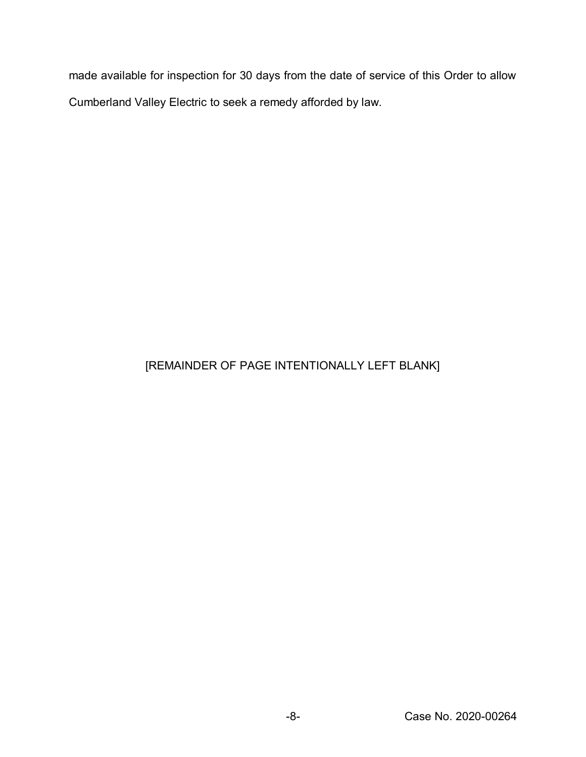made available for inspection for 30 days from the date of service of this Order to allow Cumberland Valley Electric to seek a remedy afforded by law.

[REMAINDER OF PAGE INTENTIONALLY LEFT BLANK]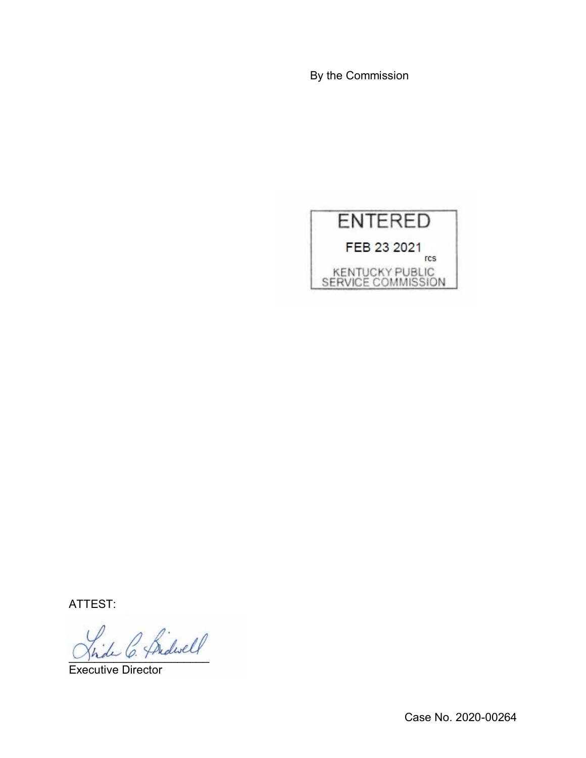By the Commission

ENTERED

FEB 23 2021

rcs

KENTUCKY PUBLIC SERVICE COMMISSION

ATTEST:

Executive Director

Case No. 2020-00264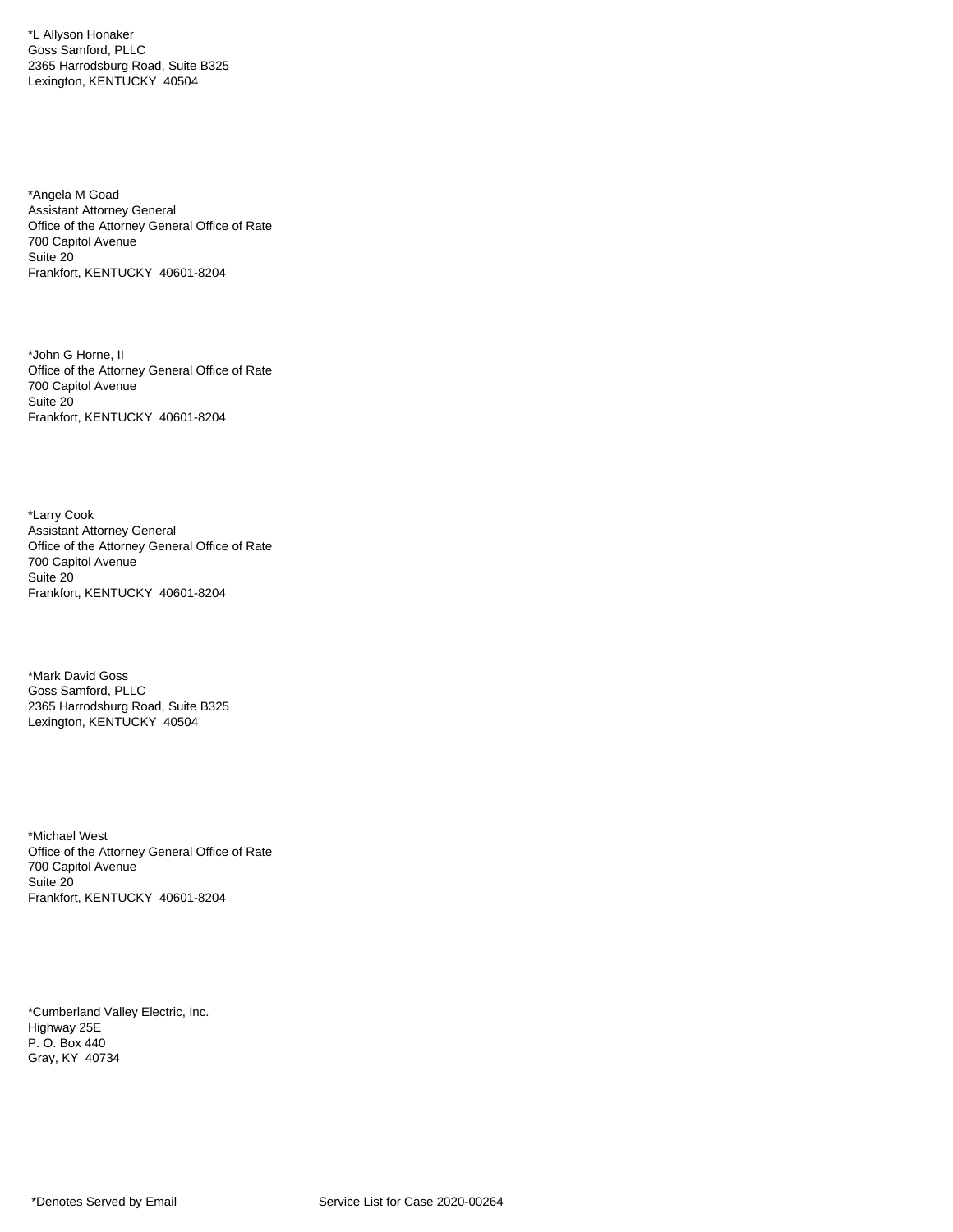*L Allyson Honaker
Goss Samford, PLLC
2365 Harrodsburg Road, Suite B325
Lexington, KENTUCKY  40504

*Angela M Goad
Assistant Attorney General
Office of the Attorney General Office of Rate
700 Capitol Avenue
Suite 20
Frankfort, KENTUCKY  40601-8204

*John G Horne, II
Office of the Attorney General Office of Rate
700 Capitol Avenue
Suite 20
Frankfort, KENTUCKY  40601-8204

*Larry Cook
Assistant Attorney General
Office of the Attorney General Office of Rate
700 Capitol Avenue
Suite 20
Frankfort, KENTUCKY  40601-8204

*Mark David Goss
Goss Samford, PLLC
2365 Harrodsburg Road, Suite B325
Lexington, KENTUCKY  40504

*Michael West
Office of the Attorney General Office of Rate
700 Capitol Avenue
Suite 20
Frankfort, KENTUCKY  40601-8204

*Cumberland Valley Electric, Inc.
Highway 25E
P. O. Box 440
Gray, KY  40734

*Denotes Served by Email

Service List for Case 2020-00264